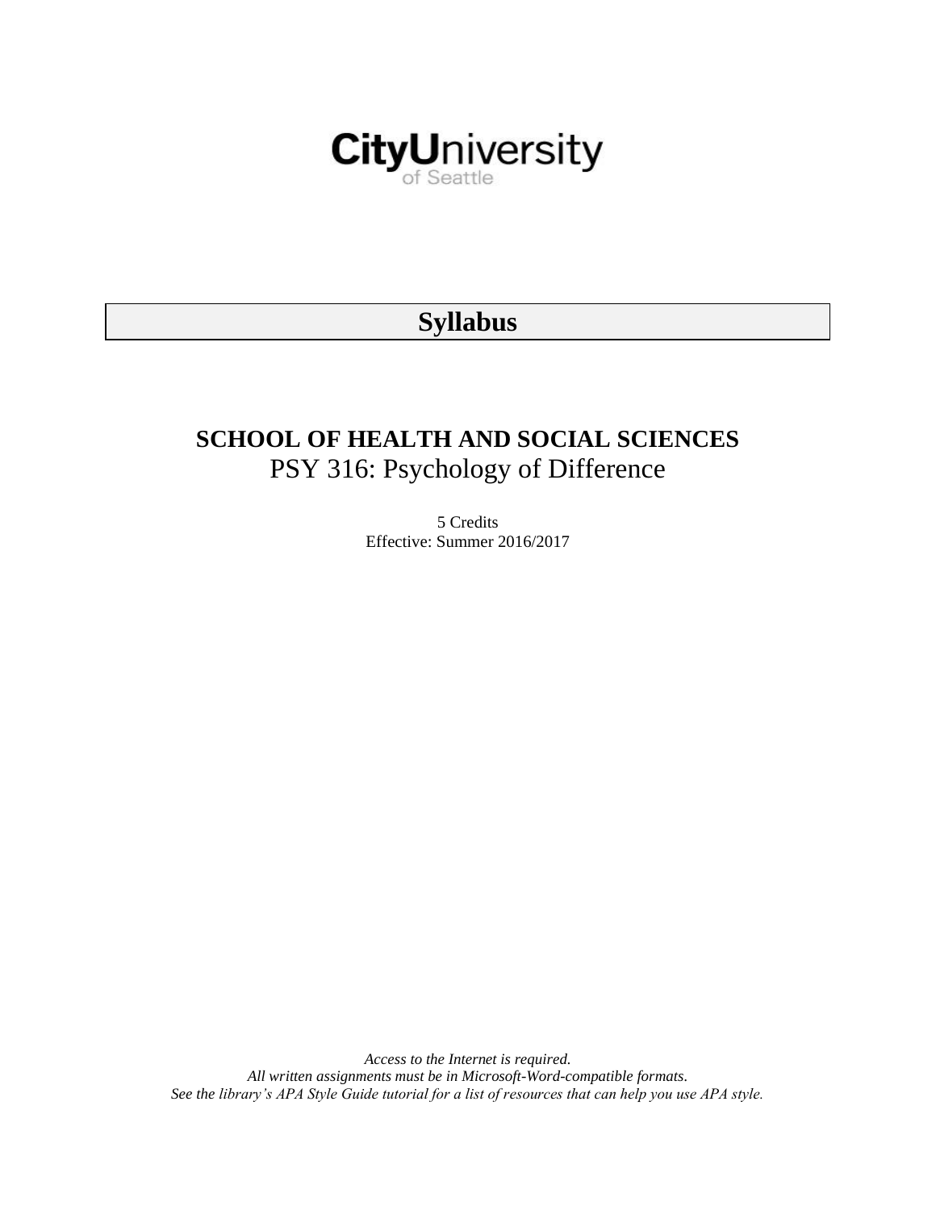CityUniversity
of Seattle

# Syllabus

## SCHOOL OF HEALTH AND SOCIAL SCIENCES

PSY 316: Psychology of Difference

5 Credits
Effective: Summer 2016/2017

*Access to the Internet is required.*
*All written assignments must be in Microsoft-Word-compatible formats.*
*See the library's APA Style Guide tutorial for a list of resources that can help you use APA style.*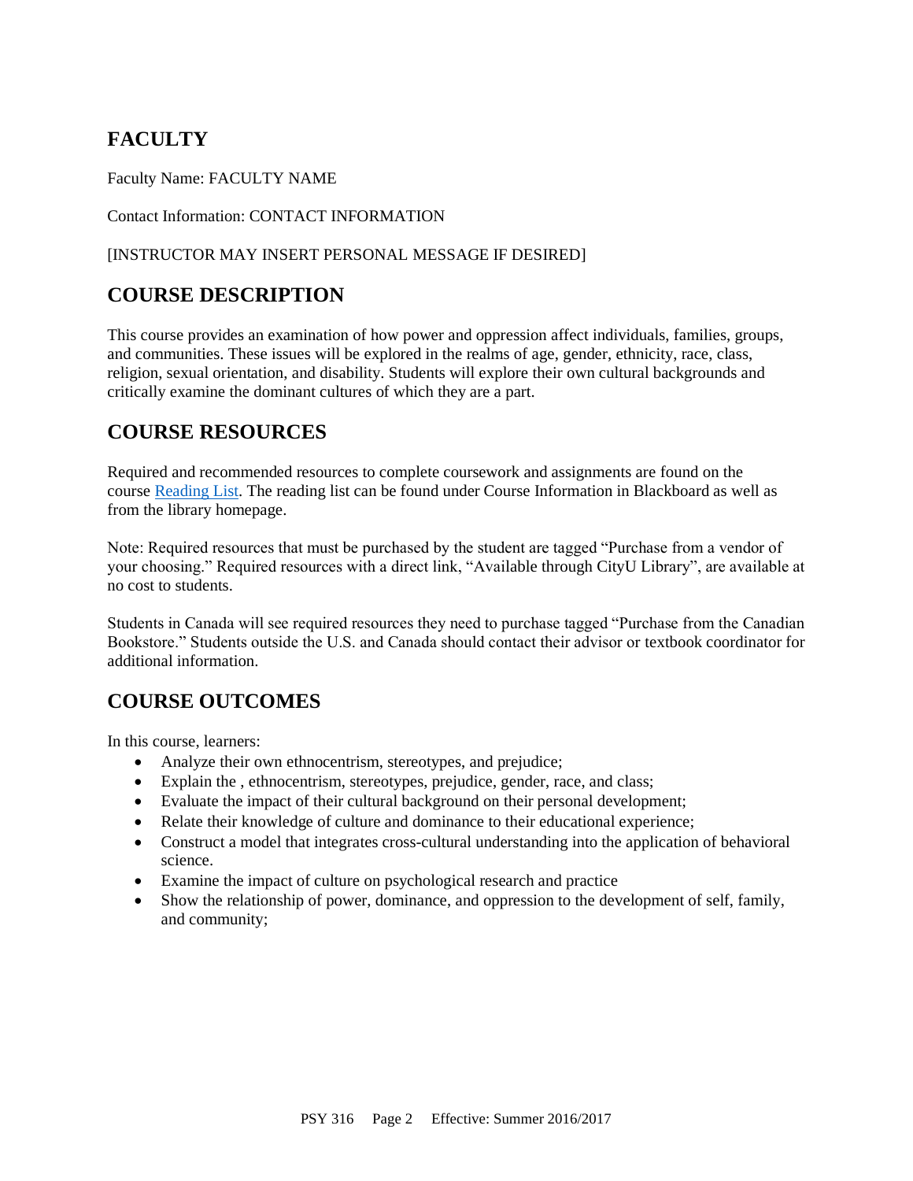## FACULTY

Faculty Name: FACULTY NAME

Contact Information: CONTACT INFORMATION

[INSTRUCTOR MAY INSERT PERSONAL MESSAGE IF DESIRED]

## COURSE DESCRIPTION

This course provides an examination of how power and oppression affect individuals, families, groups, and communities. These issues will be explored in the realms of age, gender, ethnicity, race, class, religion, sexual orientation, and disability. Students will explore their own cultural backgrounds and critically examine the dominant cultures of which they are a part.

## COURSE RESOURCES

Required and recommended resources to complete coursework and assignments are found on the course Reading List. The reading list can be found under Course Information in Blackboard as well as from the library homepage.

Note: Required resources that must be purchased by the student are tagged "Purchase from a vendor of your choosing." Required resources with a direct link, "Available through CityU Library", are available at no cost to students.

Students in Canada will see required resources they need to purchase tagged "Purchase from the Canadian Bookstore." Students outside the U.S. and Canada should contact their advisor or textbook coordinator for additional information.

## COURSE OUTCOMES

In this course, learners:

- Analyze their own ethnocentrism, stereotypes, and prejudice;
- Explain the , ethnocentrism, stereotypes, prejudice, gender, race, and class;
- Evaluate the impact of their cultural background on their personal development;
- Relate their knowledge of culture and dominance to their educational experience;
- Construct a model that integrates cross-cultural understanding into the application of behavioral science.
- Examine the impact of culture on psychological research and practice
- Show the relationship of power, dominance, and oppression to the development of self, family, and community;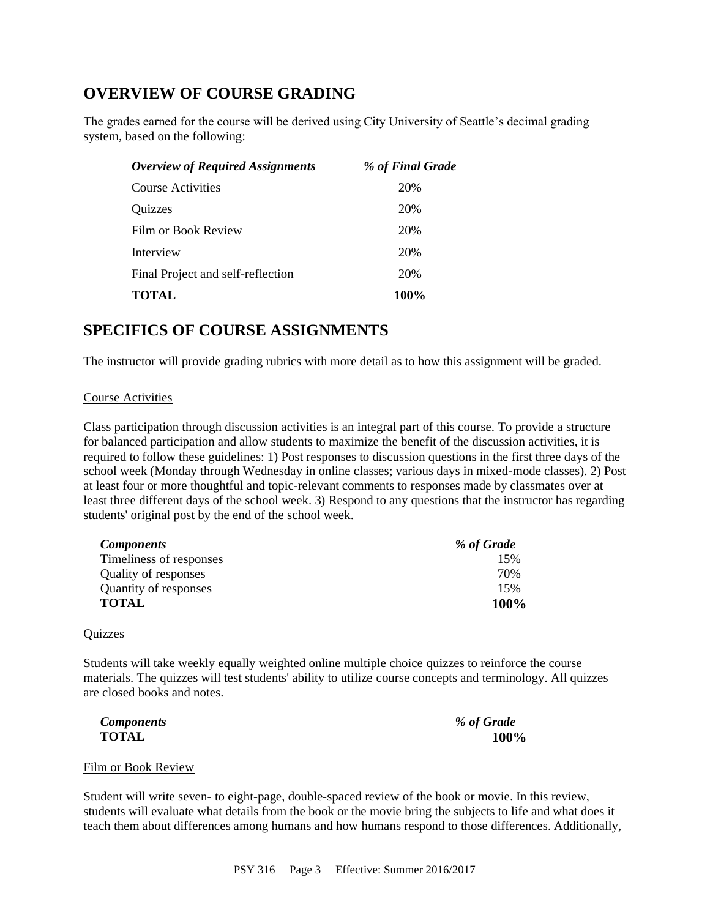## OVERVIEW OF COURSE GRADING

The grades earned for the course will be derived using City University of Seattle's decimal grading system, based on the following:

| *Overview of Required Assignments* | *% of Final Grade* |
|---|---|
| Course Activities | 20% |
| Quizzes | 20% |
| Film or Book Review | 20% |
| Interview | 20% |
| Final Project and self-reflection | 20% |
| **TOTAL** | **100%** |

## SPECIFICS OF COURSE ASSIGNMENTS

The instructor will provide grading rubrics with more detail as to how this assignment will be graded.

### Course Activities

Class participation through discussion activities is an integral part of this course. To provide a structure for balanced participation and allow students to maximize the benefit of the discussion activities, it is required to follow these guidelines: 1) Post responses to discussion questions in the first three days of the school week (Monday through Wednesday in online classes; various days in mixed-mode classes). 2) Post at least four or more thoughtful and topic-relevant comments to responses made by classmates over at least three different days of the school week. 3) Respond to any questions that the instructor has regarding students' original post by the end of the school week.

| *Components* | *% of Grade* |
|---|---|
| Timeliness of responses | 15% |
| Quality of responses | 70% |
| Quantity of responses | 15% |
| **TOTAL** | **100%** |

### Quizzes

Students will take weekly equally weighted online multiple choice quizzes to reinforce the course materials. The quizzes will test students' ability to utilize course concepts and terminology. All quizzes are closed books and notes.

| *Components* | *% of Grade* |
|---|---|
| **TOTAL** | **100%** |

### Film or Book Review

Student will write seven- to eight-page, double-spaced review of the book or movie. In this review, students will evaluate what details from the book or the movie bring the subjects to life and what does it teach them about differences among humans and how humans respond to those differences. Additionally,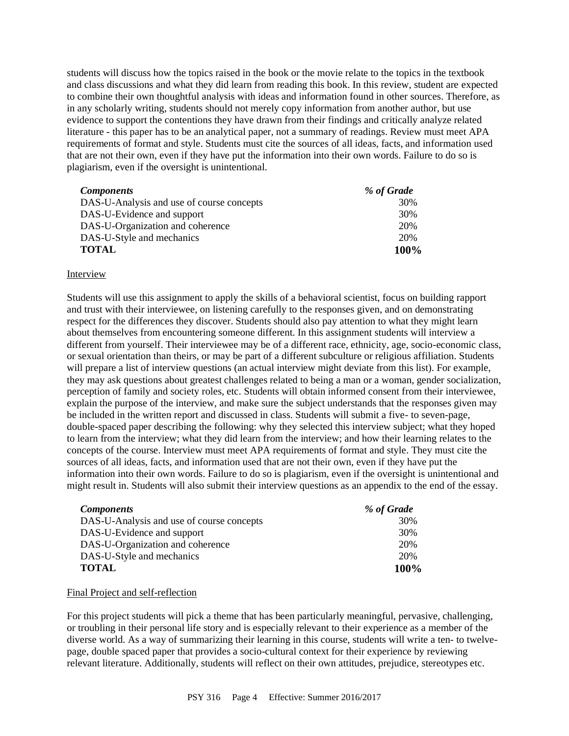students will discuss how the topics raised in the book or the movie relate to the topics in the textbook and class discussions and what they did learn from reading this book. In this review, student are expected to combine their own thoughtful analysis with ideas and information found in other sources. Therefore, as in any scholarly writing, students should not merely copy information from another author, but use evidence to support the contentions they have drawn from their findings and critically analyze related literature - this paper has to be an analytical paper, not a summary of readings. Review must meet APA requirements of format and style. Students must cite the sources of all ideas, facts, and information used that are not their own, even if they have put the information into their own words. Failure to do so is plagiarism, even if the oversight is unintentional.

| *Components* | *% of Grade* |
|---|---|
| DAS-U-Analysis and use of course concepts | 30% |
| DAS-U-Evidence and support | 30% |
| DAS-U-Organization and coherence | 20% |
| DAS-U-Style and mechanics | 20% |
| **TOTAL** | **100%** |

Interview

Students will use this assignment to apply the skills of a behavioral scientist, focus on building rapport and trust with their interviewee, on listening carefully to the responses given, and on demonstrating respect for the differences they discover. Students should also pay attention to what they might learn about themselves from encountering someone different. In this assignment students will interview a different from yourself. Their interviewee may be of a different race, ethnicity, age, socio-economic class, or sexual orientation than theirs, or may be part of a different subculture or religious affiliation. Students will prepare a list of interview questions (an actual interview might deviate from this list). For example, they may ask questions about greatest challenges related to being a man or a woman, gender socialization, perception of family and society roles, etc. Students will obtain informed consent from their interviewee, explain the purpose of the interview, and make sure the subject understands that the responses given may be included in the written report and discussed in class. Students will submit a five- to seven-page, double-spaced paper describing the following: why they selected this interview subject; what they hoped to learn from the interview; what they did learn from the interview; and how their learning relates to the concepts of the course. Interview must meet APA requirements of format and style. They must cite the sources of all ideas, facts, and information used that are not their own, even if they have put the information into their own words. Failure to do so is plagiarism, even if the oversight is unintentional and might result in. Students will also submit their interview questions as an appendix to the end of the essay.

| *Components* | *% of Grade* |
|---|---|
| DAS-U-Analysis and use of course concepts | 30% |
| DAS-U-Evidence and support | 30% |
| DAS-U-Organization and coherence | 20% |
| DAS-U-Style and mechanics | 20% |
| **TOTAL** | **100%** |

Final Project and self-reflection

For this project students will pick a theme that has been particularly meaningful, pervasive, challenging, or troubling in their personal life story and is especially relevant to their experience as a member of the diverse world. As a way of summarizing their learning in this course, students will write a ten- to twelve-page, double spaced paper that provides a socio-cultural context for their experience by reviewing relevant literature. Additionally, students will reflect on their own attitudes, prejudice, stereotypes etc.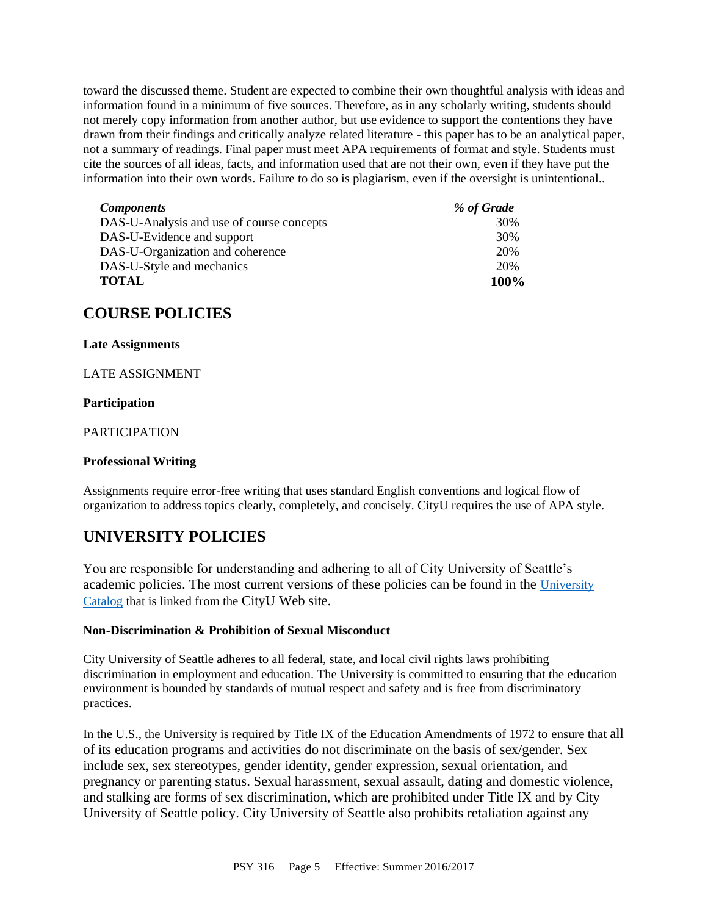toward the discussed theme. Student are expected to combine their own thoughtful analysis with ideas and information found in a minimum of five sources. Therefore, as in any scholarly writing, students should not merely copy information from another author, but use evidence to support the contentions they have drawn from their findings and critically analyze related literature - this paper has to be an analytical paper, not a summary of readings. Final paper must meet APA requirements of format and style. Students must cite the sources of all ideas, facts, and information used that are not their own, even if they have put the information into their own words. Failure to do so is plagiarism, even if the oversight is unintentional..

| *Components* | *% of Grade* |
|---|---|
| DAS-U-Analysis and use of course concepts | 30% |
| DAS-U-Evidence and support | 30% |
| DAS-U-Organization and coherence | 20% |
| DAS-U-Style and mechanics | 20% |
| **TOTAL** | **100%** |

## COURSE POLICIES

**Late Assignments**

LATE ASSIGNMENT

**Participation**

PARTICIPATION

**Professional Writing**

Assignments require error-free writing that uses standard English conventions and logical flow of organization to address topics clearly, completely, and concisely. CityU requires the use of APA style.

## UNIVERSITY POLICIES

You are responsible for understanding and adhering to all of City University of Seattle's academic policies. The most current versions of these policies can be found in the University Catalog that is linked from the CityU Web site.

**Non-Discrimination & Prohibition of Sexual Misconduct**

City University of Seattle adheres to all federal, state, and local civil rights laws prohibiting discrimination in employment and education. The University is committed to ensuring that the education environment is bounded by standards of mutual respect and safety and is free from discriminatory practices.

In the U.S., the University is required by Title IX of the Education Amendments of 1972 to ensure that all of its education programs and activities do not discriminate on the basis of sex/gender. Sex include sex, sex stereotypes, gender identity, gender expression, sexual orientation, and pregnancy or parenting status. Sexual harassment, sexual assault, dating and domestic violence, and stalking are forms of sex discrimination, which are prohibited under Title IX and by City University of Seattle policy. City University of Seattle also prohibits retaliation against any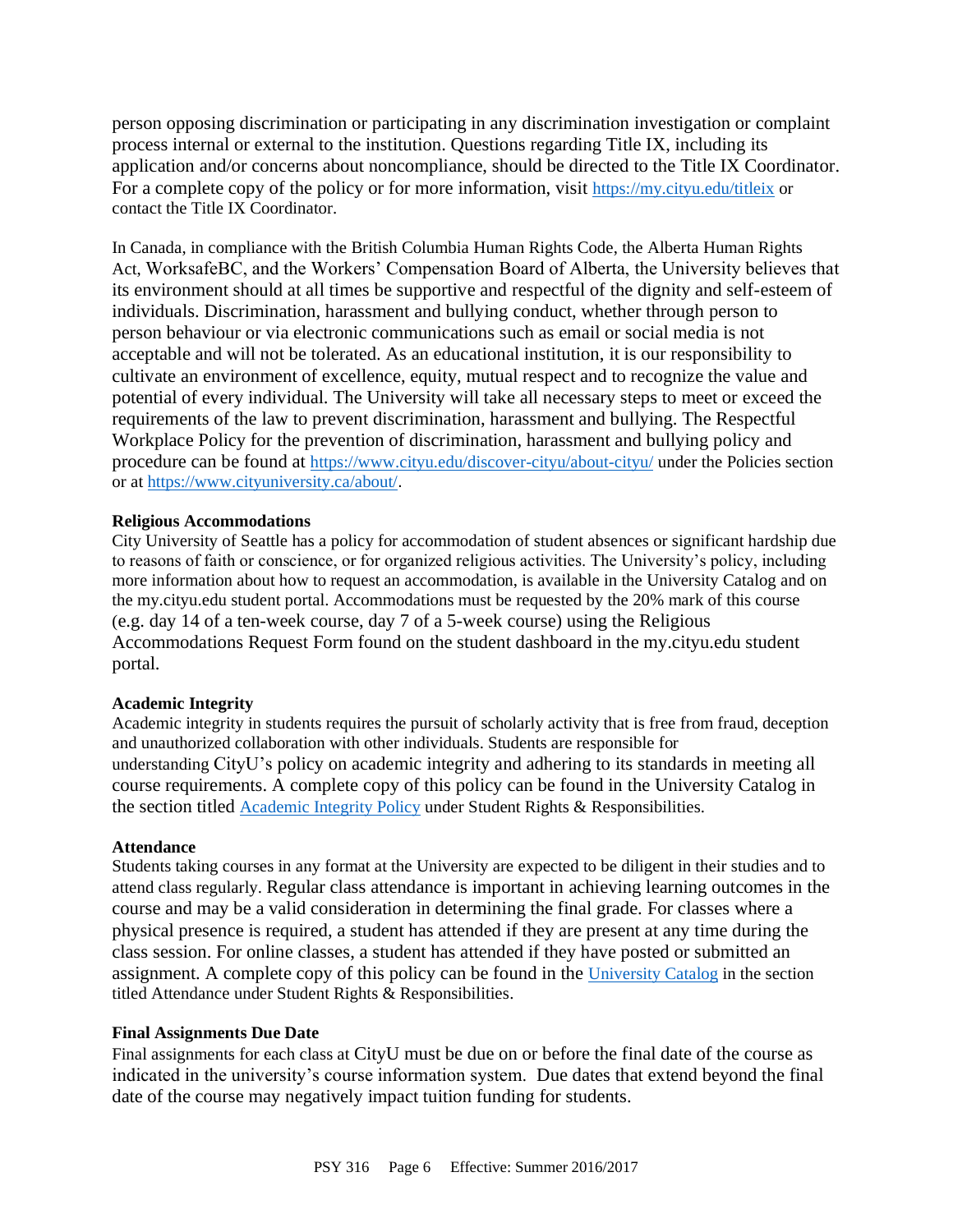person opposing discrimination or participating in any discrimination investigation or complaint process internal or external to the institution. Questions regarding Title IX, including its application and/or concerns about noncompliance, should be directed to the Title IX Coordinator. For a complete copy of the policy or for more information, visit https://my.cityu.edu/titleix or contact the Title IX Coordinator.

In Canada, in compliance with the British Columbia Human Rights Code, the Alberta Human Rights Act, WorksafeBC, and the Workers' Compensation Board of Alberta, the University believes that its environment should at all times be supportive and respectful of the dignity and self-esteem of individuals. Discrimination, harassment and bullying conduct, whether through person to person behaviour or via electronic communications such as email or social media is not acceptable and will not be tolerated. As an educational institution, it is our responsibility to cultivate an environment of excellence, equity, mutual respect and to recognize the value and potential of every individual. The University will take all necessary steps to meet or exceed the requirements of the law to prevent discrimination, harassment and bullying. The Respectful Workplace Policy for the prevention of discrimination, harassment and bullying policy and procedure can be found at https://www.cityu.edu/discover-cityu/about-cityu/ under the Policies section or at https://www.cityuniversity.ca/about/.

**Religious Accommodations**

City University of Seattle has a policy for accommodation of student absences or significant hardship due to reasons of faith or conscience, or for organized religious activities. The University's policy, including more information about how to request an accommodation, is available in the University Catalog and on the my.cityu.edu student portal. Accommodations must be requested by the 20% mark of this course (e.g. day 14 of a ten-week course, day 7 of a 5-week course) using the Religious Accommodations Request Form found on the student dashboard in the my.cityu.edu student portal.

**Academic Integrity**

Academic integrity in students requires the pursuit of scholarly activity that is free from fraud, deception and unauthorized collaboration with other individuals. Students are responsible for understanding CityU's policy on academic integrity and adhering to its standards in meeting all course requirements. A complete copy of this policy can be found in the University Catalog in the section titled Academic Integrity Policy under Student Rights & Responsibilities.

**Attendance**

Students taking courses in any format at the University are expected to be diligent in their studies and to attend class regularly. Regular class attendance is important in achieving learning outcomes in the course and may be a valid consideration in determining the final grade. For classes where a physical presence is required, a student has attended if they are present at any time during the class session. For online classes, a student has attended if they have posted or submitted an assignment. A complete copy of this policy can be found in the University Catalog in the section titled Attendance under Student Rights & Responsibilities.

**Final Assignments Due Date**

Final assignments for each class at CityU must be due on or before the final date of the course as indicated in the university's course information system. Due dates that extend beyond the final date of the course may negatively impact tuition funding for students.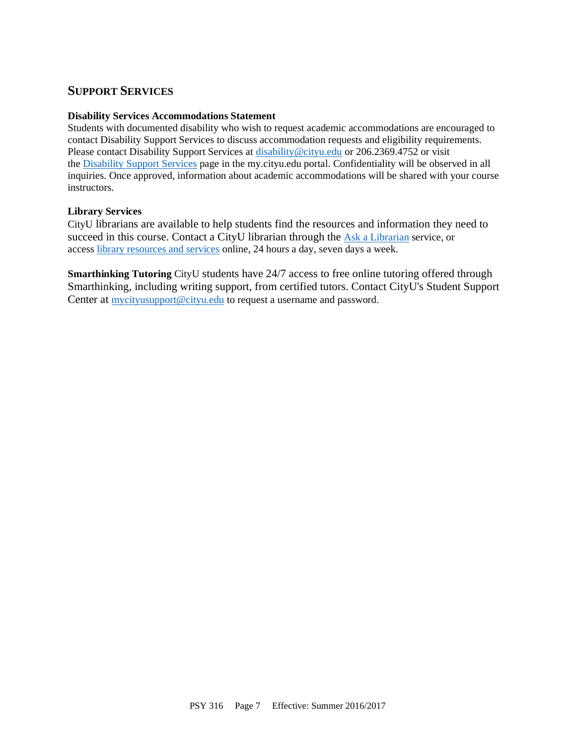## SUPPORT SERVICES

**Disability Services Accommodations Statement**
Students with documented disability who wish to request academic accommodations are encouraged to contact Disability Support Services to discuss accommodation requests and eligibility requirements. Please contact Disability Support Services at disability@cityu.edu or 206.2369.4752 or visit the Disability Support Services page in the my.cityu.edu portal. Confidentiality will be observed in all inquiries. Once approved, information about academic accommodations will be shared with your course instructors.

**Library Services**
CityU librarians are available to help students find the resources and information they need to succeed in this course. Contact a CityU librarian through the Ask a Librarian service, or access library resources and services online, 24 hours a day, seven days a week.

**Smarthinking Tutoring** CityU students have 24/7 access to free online tutoring offered through Smarthinking, including writing support, from certified tutors. Contact CityU's Student Support Center at mycityusupport@cityu.edu to request a username and password.